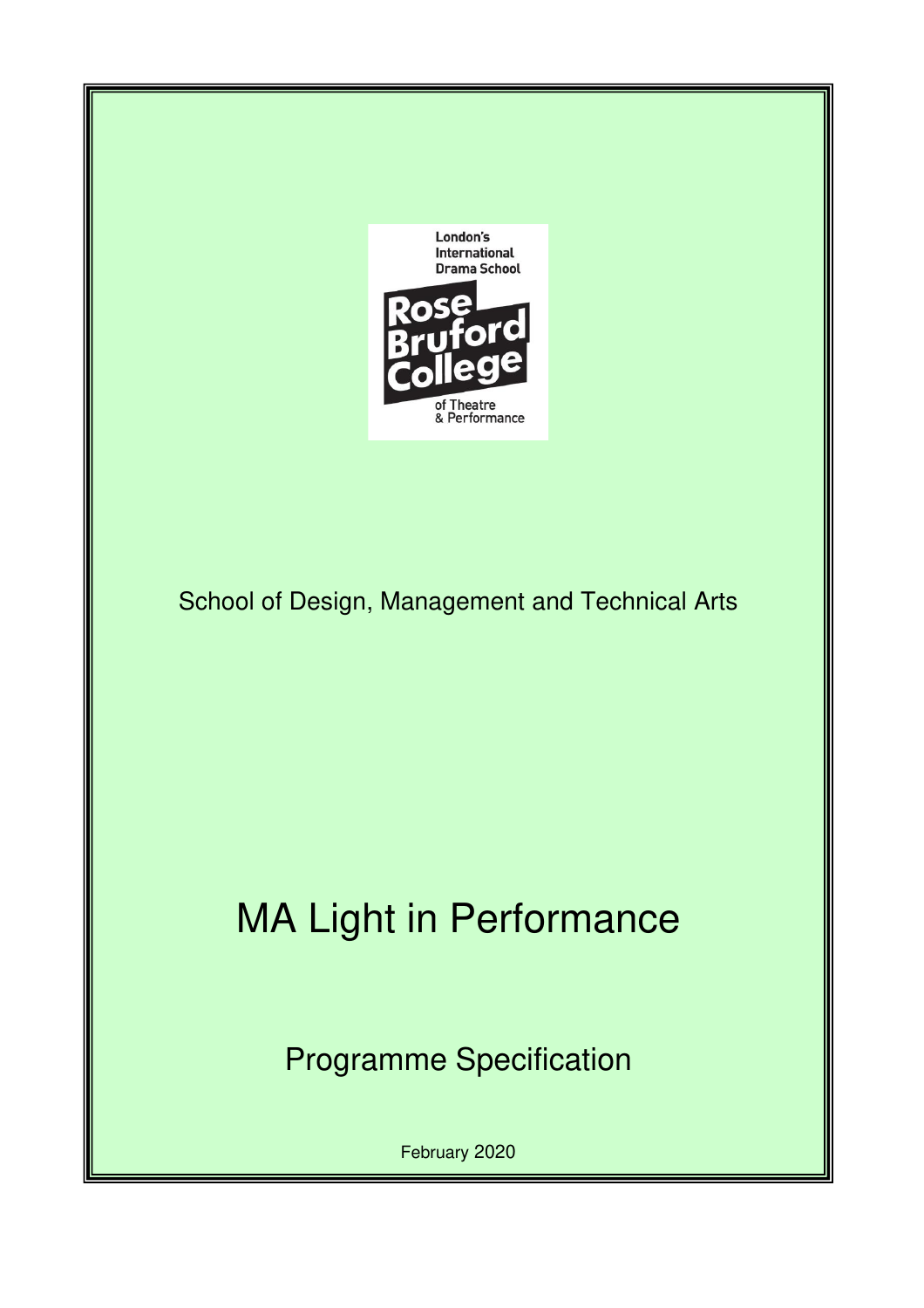London's International Drama School

Rose Bruford College of Theatre & Performance

School of Design, Management and Technical Arts

# MA Light in Performance

## Programme Specification

February 2020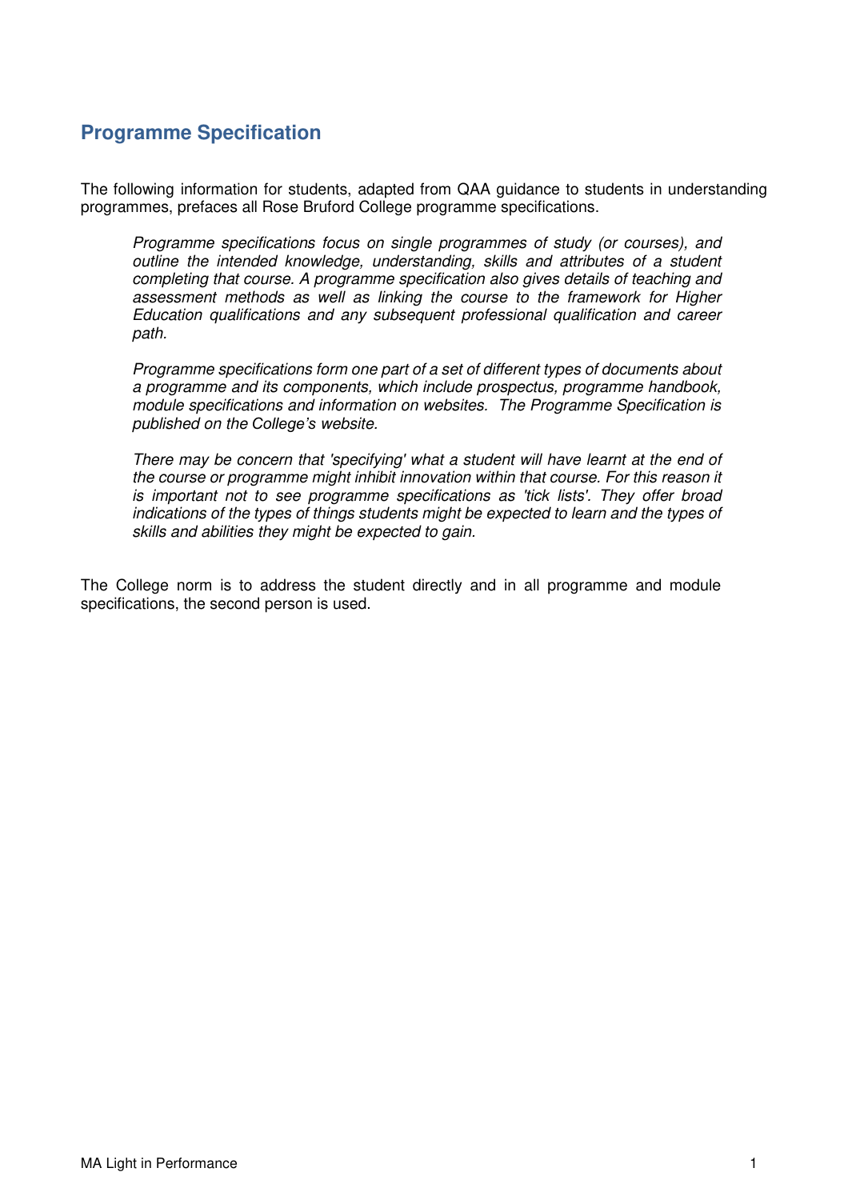## Programme Specification

The following information for students, adapted from QAA guidance to students in understanding programmes, prefaces all Rose Bruford College programme specifications.

> *Programme specifications focus on single programmes of study (or courses), and outline the intended knowledge, understanding, skills and attributes of a student completing that course. A programme specification also gives details of teaching and assessment methods as well as linking the course to the framework for Higher Education qualifications and any subsequent professional qualification and career path.*
>
> *Programme specifications form one part of a set of different types of documents about a programme and its components, which include prospectus, programme handbook, module specifications and information on websites. The Programme Specification is published on the College's website.*
>
> *There may be concern that 'specifying' what a student will have learnt at the end of the course or programme might inhibit innovation within that course. For this reason it is important not to see programme specifications as 'tick lists'. They offer broad indications of the types of things students might be expected to learn and the types of skills and abilities they might be expected to gain.*

The College norm is to address the student directly and in all programme and module specifications, the second person is used.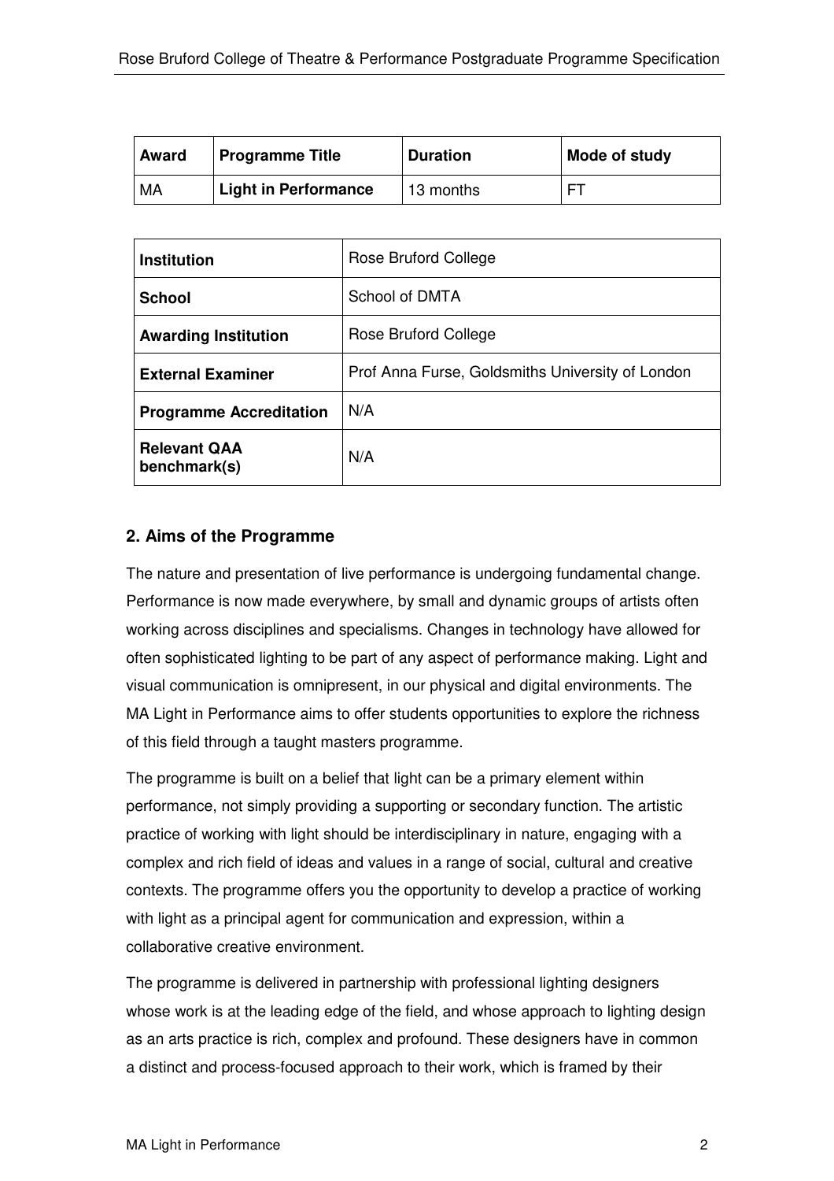| Award | Programme Title | Duration | Mode of study |
|---|---|---|---|
| MA | **Light in Performance** | 13 months | FT |

| **Institution** | Rose Bruford College |
|---|---|
| **School** | School of DMTA |
| **Awarding Institution** | Rose Bruford College |
| **External Examiner** | Prof Anna Furse, Goldsmiths University of London |
| **Programme Accreditation** | N/A |
| **Relevant QAA benchmark(s)** | N/A |

## 2. Aims of the Programme

The nature and presentation of live performance is undergoing fundamental change. Performance is now made everywhere, by small and dynamic groups of artists often working across disciplines and specialisms. Changes in technology have allowed for often sophisticated lighting to be part of any aspect of performance making. Light and visual communication is omnipresent, in our physical and digital environments. The MA Light in Performance aims to offer students opportunities to explore the richness of this field through a taught masters programme.

The programme is built on a belief that light can be a primary element within performance, not simply providing a supporting or secondary function. The artistic practice of working with light should be interdisciplinary in nature, engaging with a complex and rich field of ideas and values in a range of social, cultural and creative contexts. The programme offers you the opportunity to develop a practice of working with light as a principal agent for communication and expression, within a collaborative creative environment.

The programme is delivered in partnership with professional lighting designers whose work is at the leading edge of the field, and whose approach to lighting design as an arts practice is rich, complex and profound. These designers have in common a distinct and process-focused approach to their work, which is framed by their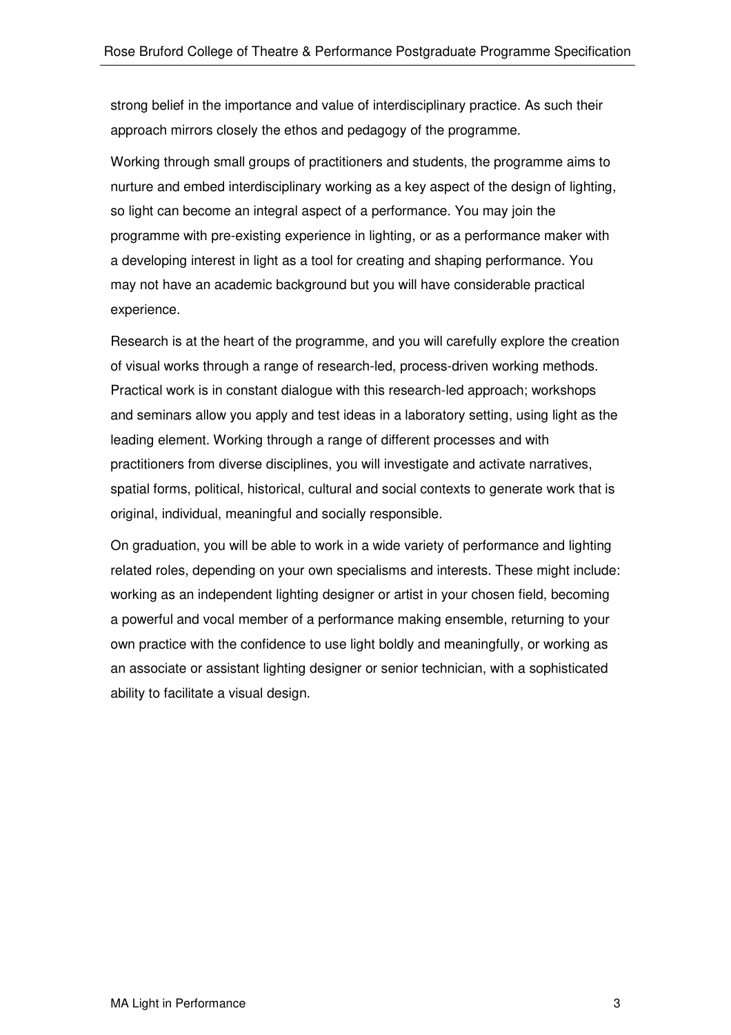strong belief in the importance and value of interdisciplinary practice. As such their approach mirrors closely the ethos and pedagogy of the programme.

Working through small groups of practitioners and students, the programme aims to nurture and embed interdisciplinary working as a key aspect of the design of lighting, so light can become an integral aspect of a performance. You may join the programme with pre-existing experience in lighting, or as a performance maker with a developing interest in light as a tool for creating and shaping performance. You may not have an academic background but you will have considerable practical experience.

Research is at the heart of the programme, and you will carefully explore the creation of visual works through a range of research-led, process-driven working methods. Practical work is in constant dialogue with this research-led approach; workshops and seminars allow you apply and test ideas in a laboratory setting, using light as the leading element. Working through a range of different processes and with practitioners from diverse disciplines, you will investigate and activate narratives, spatial forms, political, historical, cultural and social contexts to generate work that is original, individual, meaningful and socially responsible.

On graduation, you will be able to work in a wide variety of performance and lighting related roles, depending on your own specialisms and interests. These might include: working as an independent lighting designer or artist in your chosen field, becoming a powerful and vocal member of a performance making ensemble, returning to your own practice with the confidence to use light boldly and meaningfully, or working as an associate or assistant lighting designer or senior technician, with a sophisticated ability to facilitate a visual design.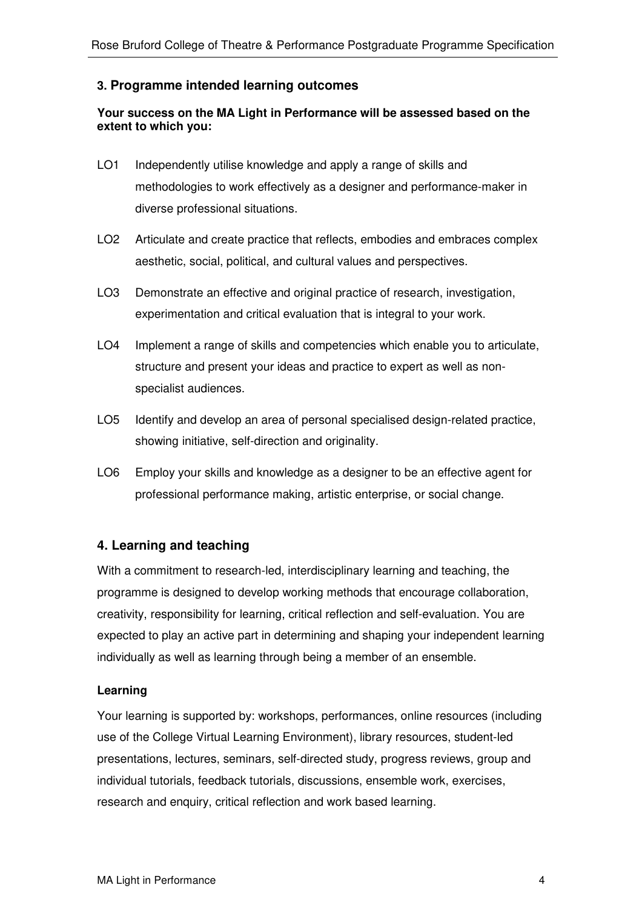## 3. Programme intended learning outcomes

**Your success on the MA Light in Performance will be assessed based on the extent to which you:**

LO1 Independently utilise knowledge and apply a range of skills and methodologies to work effectively as a designer and performance-maker in diverse professional situations.

LO2 Articulate and create practice that reflects, embodies and embraces complex aesthetic, social, political, and cultural values and perspectives.

LO3 Demonstrate an effective and original practice of research, investigation, experimentation and critical evaluation that is integral to your work.

LO4 Implement a range of skills and competencies which enable you to articulate, structure and present your ideas and practice to expert as well as non-specialist audiences.

LO5 Identify and develop an area of personal specialised design-related practice, showing initiative, self-direction and originality.

LO6 Employ your skills and knowledge as a designer to be an effective agent for professional performance making, artistic enterprise, or social change.

## 4. Learning and teaching

With a commitment to research-led, interdisciplinary learning and teaching, the programme is designed to develop working methods that encourage collaboration, creativity, responsibility for learning, critical reflection and self-evaluation. You are expected to play an active part in determining and shaping your independent learning individually as well as learning through being a member of an ensemble.

### Learning

Your learning is supported by: workshops, performances, online resources (including use of the College Virtual Learning Environment), library resources, student-led presentations, lectures, seminars, self-directed study, progress reviews, group and individual tutorials, feedback tutorials, discussions, ensemble work, exercises, research and enquiry, critical reflection and work based learning.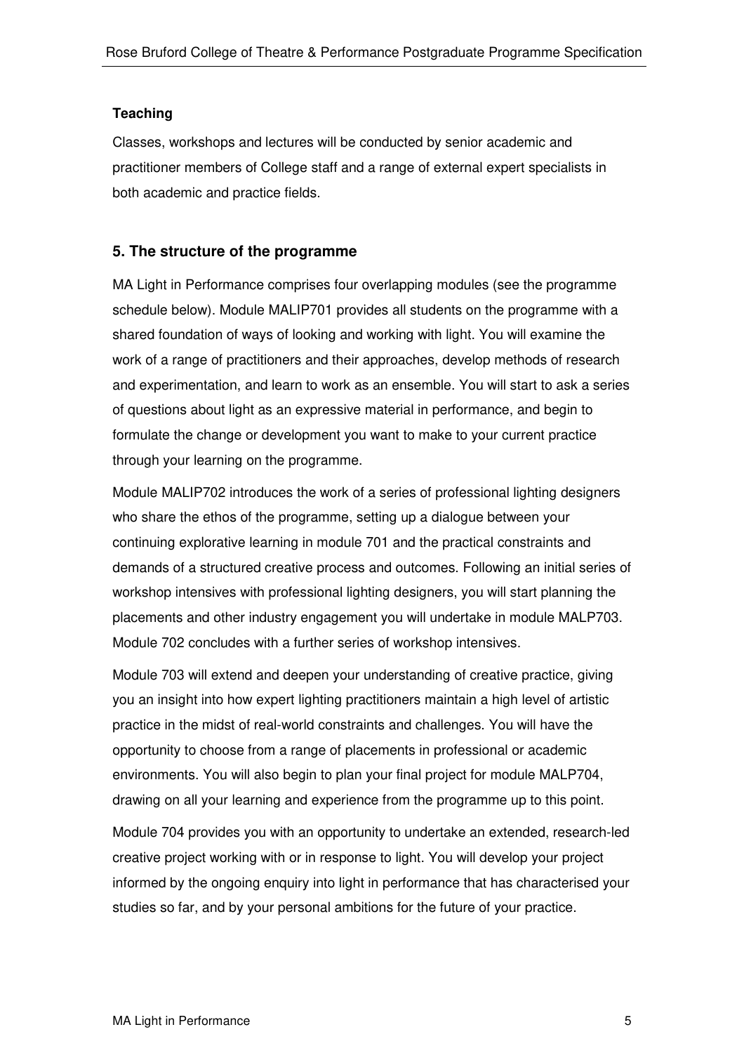**Teaching**

Classes, workshops and lectures will be conducted by senior academic and practitioner members of College staff and a range of external expert specialists in both academic and practice fields.

## 5. The structure of the programme

MA Light in Performance comprises four overlapping modules (see the programme schedule below). Module MALIP701 provides all students on the programme with a shared foundation of ways of looking and working with light. You will examine the work of a range of practitioners and their approaches, develop methods of research and experimentation, and learn to work as an ensemble. You will start to ask a series of questions about light as an expressive material in performance, and begin to formulate the change or development you want to make to your current practice through your learning on the programme.

Module MALIP702 introduces the work of a series of professional lighting designers who share the ethos of the programme, setting up a dialogue between your continuing explorative learning in module 701 and the practical constraints and demands of a structured creative process and outcomes. Following an initial series of workshop intensives with professional lighting designers, you will start planning the placements and other industry engagement you will undertake in module MALP703. Module 702 concludes with a further series of workshop intensives.

Module 703 will extend and deepen your understanding of creative practice, giving you an insight into how expert lighting practitioners maintain a high level of artistic practice in the midst of real-world constraints and challenges. You will have the opportunity to choose from a range of placements in professional or academic environments. You will also begin to plan your final project for module MALP704, drawing on all your learning and experience from the programme up to this point.

Module 704 provides you with an opportunity to undertake an extended, research-led creative project working with or in response to light. You will develop your project informed by the ongoing enquiry into light in performance that has characterised your studies so far, and by your personal ambitions for the future of your practice.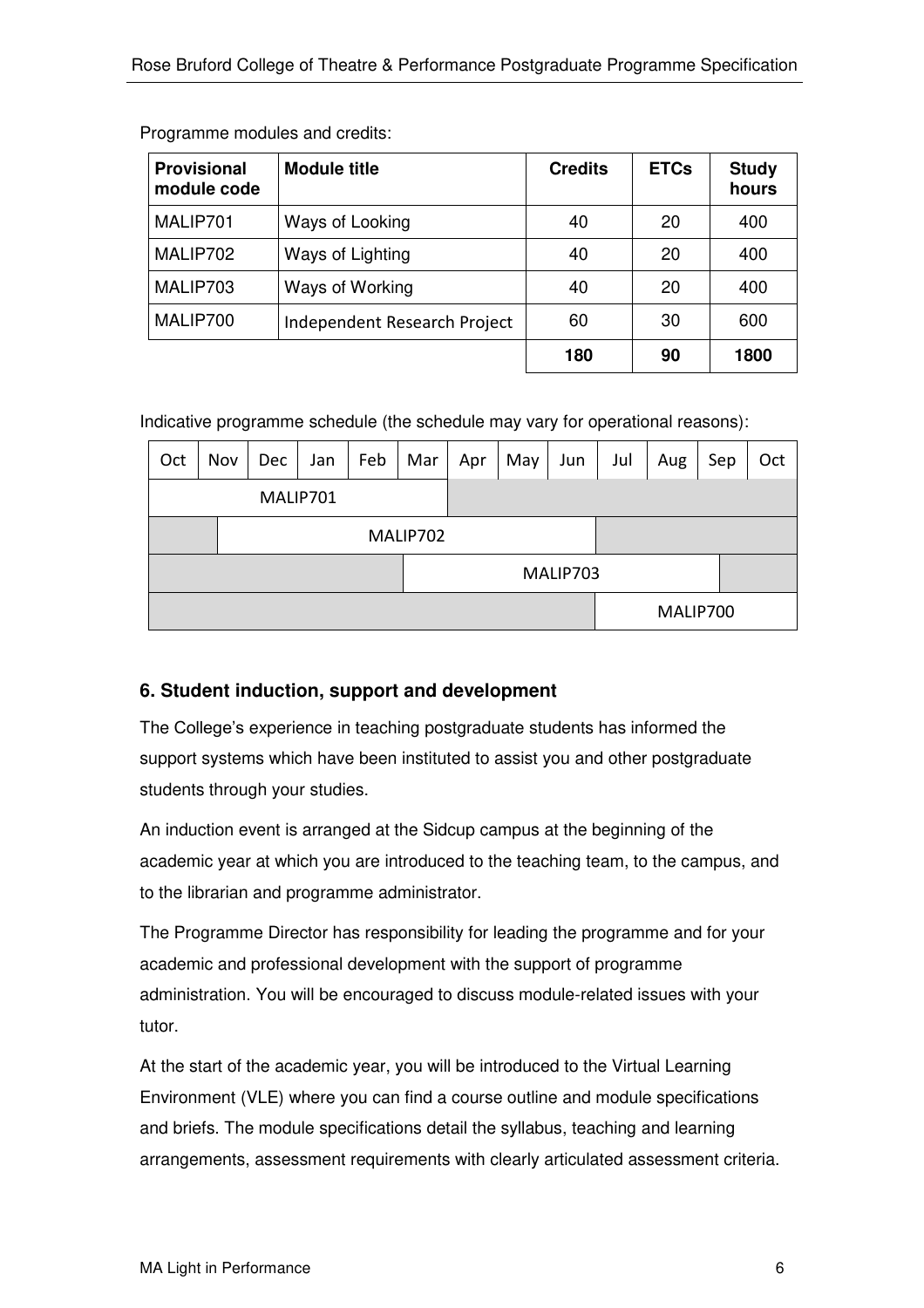Programme modules and credits:

| Provisional module code | Module title | Credits | ETCs | Study hours |
|---|---|---|---|---|
| MALIP701 | Ways of Looking | 40 | 20 | 400 |
| MALIP702 | Ways of Lighting | 40 | 20 | 400 |
| MALIP703 | Ways of Working | 40 | 20 | 400 |
| MALIP700 | Independent Research Project | 60 | 30 | 600 |
| | | **180** | **90** | **1800** |

Indicative programme schedule (the schedule may vary for operational reasons):

| Oct | Nov | Dec | Jan | Feb | Mar | Apr | May | Jun | Jul | Aug | Sep | Oct |
|---|---|---|---|---|---|---|---|---|---|---|---|---|
| MALIP701 | MALIP701 | MALIP701 | MALIP701 | MALIP701 | MALIP701 | | | | | | | |
| | MALIP702 | MALIP702 | MALIP702 | MALIP702 | MALIP702 | MALIP702 | MALIP702 | MALIP702 | | | | |
| | | | | | MALIP703 | MALIP703 | MALIP703 | MALIP703 | MALIP703 | MALIP703 | | |
| | | | | | | | | | MALIP700 | MALIP700 | MALIP700 | MALIP700 |

## 6. Student induction, support and development

The College's experience in teaching postgraduate students has informed the support systems which have been instituted to assist you and other postgraduate students through your studies.

An induction event is arranged at the Sidcup campus at the beginning of the academic year at which you are introduced to the teaching team, to the campus, and to the librarian and programme administrator.

The Programme Director has responsibility for leading the programme and for your academic and professional development with the support of programme administration. You will be encouraged to discuss module-related issues with your tutor.

At the start of the academic year, you will be introduced to the Virtual Learning Environment (VLE) where you can find a course outline and module specifications and briefs. The module specifications detail the syllabus, teaching and learning arrangements, assessment requirements with clearly articulated assessment criteria.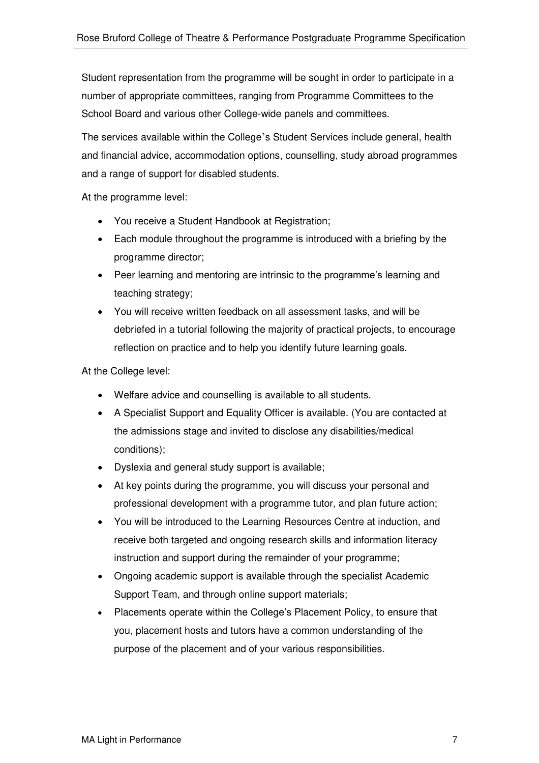Student representation from the programme will be sought in order to participate in a number of appropriate committees, ranging from Programme Committees to the School Board and various other College-wide panels and committees.

The services available within the College's Student Services include general, health and financial advice, accommodation options, counselling, study abroad programmes and a range of support for disabled students.

At the programme level:

- You receive a Student Handbook at Registration;
- Each module throughout the programme is introduced with a briefing by the programme director;
- Peer learning and mentoring are intrinsic to the programme's learning and teaching strategy;
- You will receive written feedback on all assessment tasks, and will be debriefed in a tutorial following the majority of practical projects, to encourage reflection on practice and to help you identify future learning goals.

At the College level:

- Welfare advice and counselling is available to all students.
- A Specialist Support and Equality Officer is available. (You are contacted at the admissions stage and invited to disclose any disabilities/medical conditions);
- Dyslexia and general study support is available;
- At key points during the programme, you will discuss your personal and professional development with a programme tutor, and plan future action;
- You will be introduced to the Learning Resources Centre at induction, and receive both targeted and ongoing research skills and information literacy instruction and support during the remainder of your programme;
- Ongoing academic support is available through the specialist Academic Support Team, and through online support materials;
- Placements operate within the College's Placement Policy, to ensure that you, placement hosts and tutors have a common understanding of the purpose of the placement and of your various responsibilities.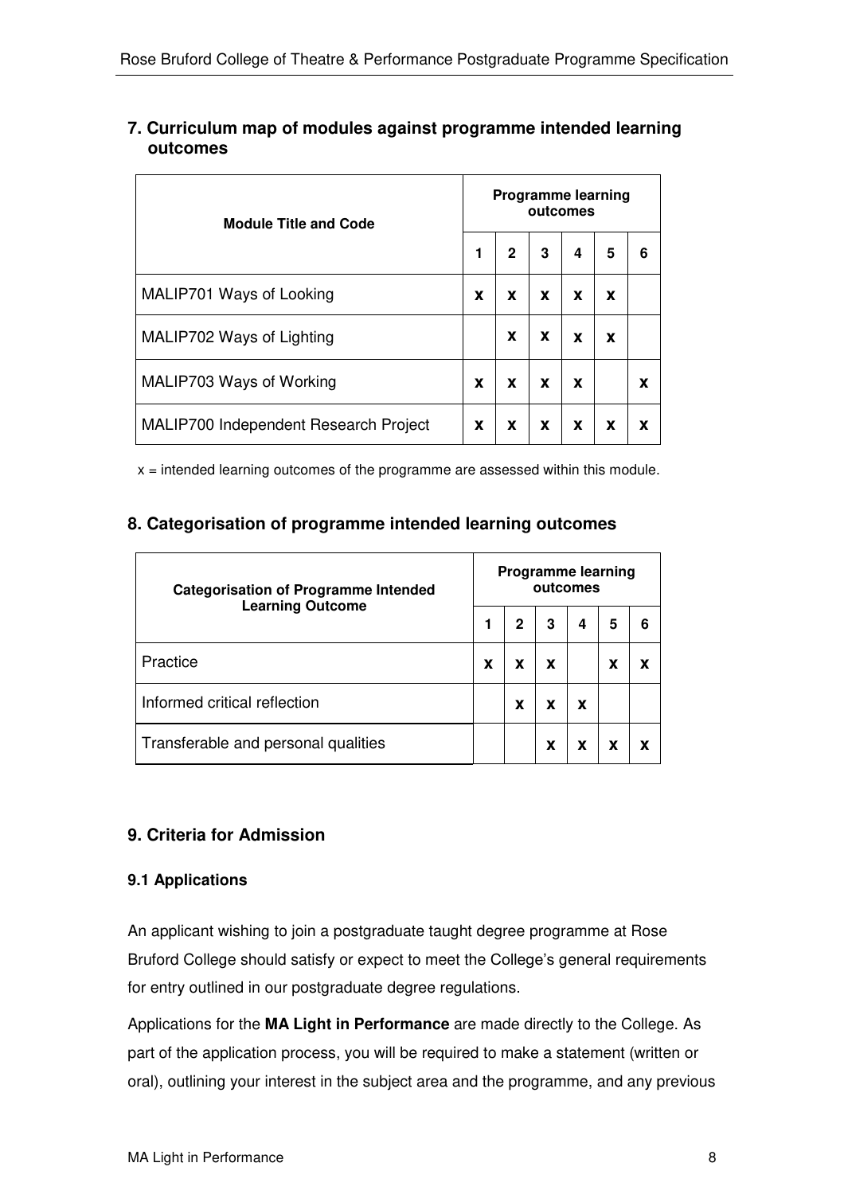## 7. Curriculum map of modules against programme intended learning outcomes

| Module Title and Code | Programme learning outcomes | | | | | |
|---|---|---|---|---|---|---|
| | 1 | 2 | 3 | 4 | 5 | 6 |
| MALIP701 Ways of Looking | x | x | x | x | x | |
| MALIP702 Ways of Lighting | | x | x | x | x | |
| MALIP703 Ways of Working | x | x | x | x | | x |
| MALIP700 Independent Research Project | x | x | x | x | x | x |

x = intended learning outcomes of the programme are assessed within this module.

## 8. Categorisation of programme intended learning outcomes

| Categorisation of Programme Intended Learning Outcome | Programme learning outcomes | | | | | |
|---|---|---|---|---|---|---|
| | 1 | 2 | 3 | 4 | 5 | 6 |
| Practice | x | x | x | | x | x |
| Informed critical reflection | | x | x | x | | |
| Transferable and personal qualities | | | x | x | x | x |

## 9. Criteria for Admission

### 9.1 Applications

An applicant wishing to join a postgraduate taught degree programme at Rose Bruford College should satisfy or expect to meet the College's general requirements for entry outlined in our postgraduate degree regulations.

Applications for the **MA Light in Performance** are made directly to the College. As part of the application process, you will be required to make a statement (written or oral), outlining your interest in the subject area and the programme, and any previous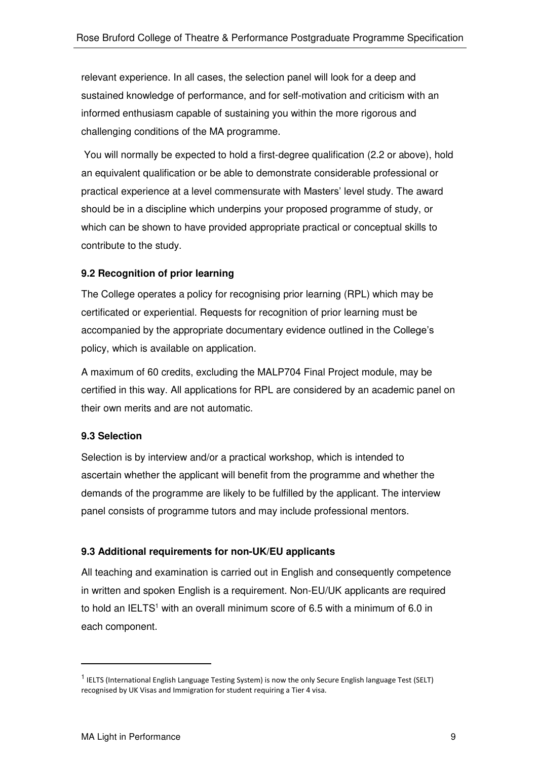relevant experience. In all cases, the selection panel will look for a deep and sustained knowledge of performance, and for self-motivation and criticism with an informed enthusiasm capable of sustaining you within the more rigorous and challenging conditions of the MA programme.

You will normally be expected to hold a first-degree qualification (2.2 or above), hold an equivalent qualification or be able to demonstrate considerable professional or practical experience at a level commensurate with Masters' level study. The award should be in a discipline which underpins your proposed programme of study, or which can be shown to have provided appropriate practical or conceptual skills to contribute to the study.

**9.2 Recognition of prior learning**

The College operates a policy for recognising prior learning (RPL) which may be certificated or experiential. Requests for recognition of prior learning must be accompanied by the appropriate documentary evidence outlined in the College's policy, which is available on application.

A maximum of 60 credits, excluding the MALP704 Final Project module, may be certified in this way. All applications for RPL are considered by an academic panel on their own merits and are not automatic.

**9.3 Selection**

Selection is by interview and/or a practical workshop, which is intended to ascertain whether the applicant will benefit from the programme and whether the demands of the programme are likely to be fulfilled by the applicant. The interview panel consists of programme tutors and may include professional mentors.

**9.3 Additional requirements for non-UK/EU applicants**

All teaching and examination is carried out in English and consequently competence in written and spoken English is a requirement. Non-EU/UK applicants are required to hold an IELTS[1] with an overall minimum score of 6.5 with a minimum of 6.0 in each component.

---

[1] IELTS (International English Language Testing System) is now the only Secure English language Test (SELT) recognised by UK Visas and Immigration for student requiring a Tier 4 visa.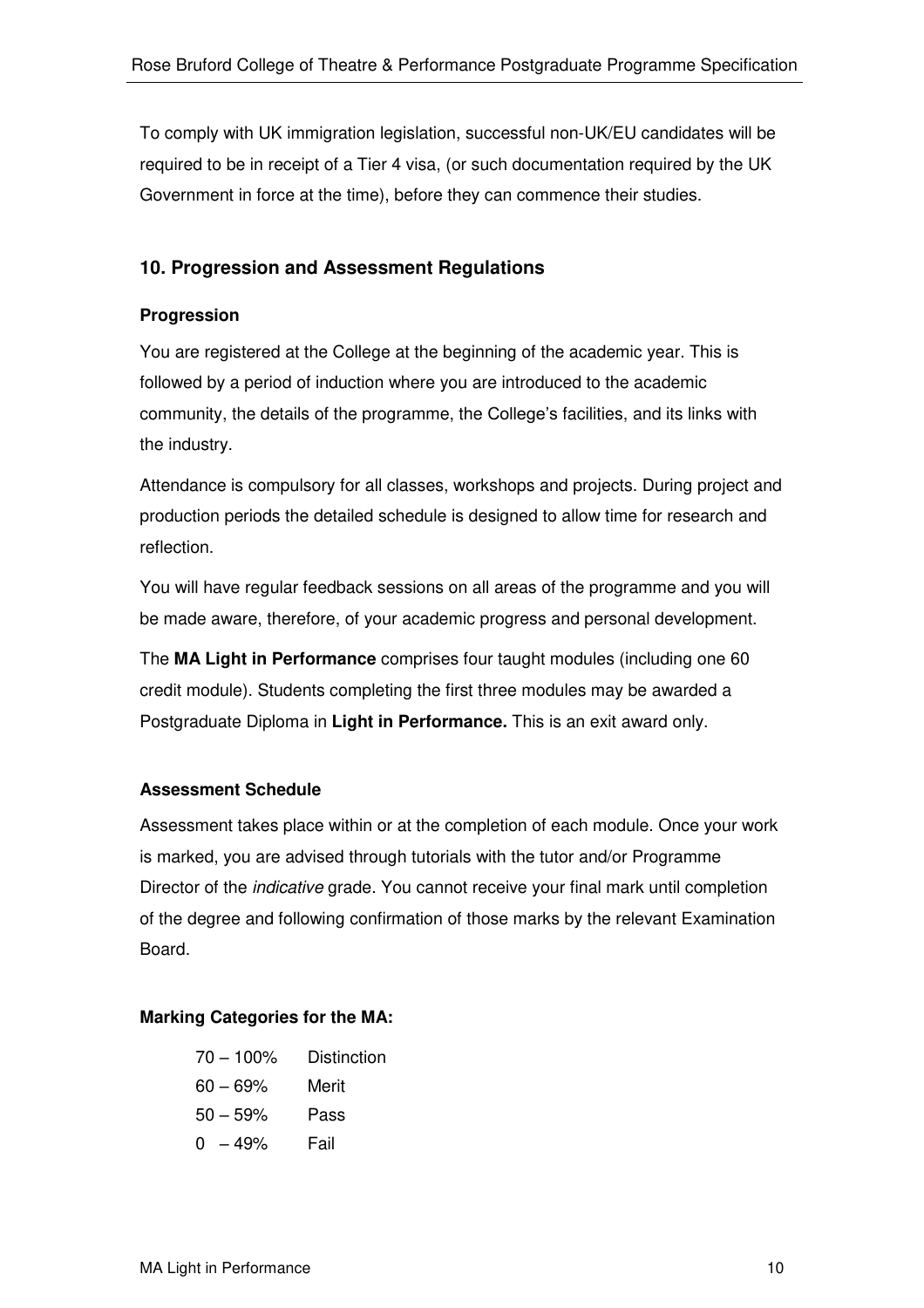To comply with UK immigration legislation, successful non-UK/EU candidates will be required to be in receipt of a Tier 4 visa, (or such documentation required by the UK Government in force at the time), before they can commence their studies.

## 10. Progression and Assessment Regulations

### Progression

You are registered at the College at the beginning of the academic year. This is followed by a period of induction where you are introduced to the academic community, the details of the programme, the College's facilities, and its links with the industry.

Attendance is compulsory for all classes, workshops and projects. During project and production periods the detailed schedule is designed to allow time for research and reflection.

You will have regular feedback sessions on all areas of the programme and you will be made aware, therefore, of your academic progress and personal development.

The **MA Light in Performance** comprises four taught modules (including one 60 credit module). Students completing the first three modules may be awarded a Postgraduate Diploma in **Light in Performance.** This is an exit award only.

### Assessment Schedule

Assessment takes place within or at the completion of each module. Once your work is marked, you are advised through tutorials with the tutor and/or Programme Director of the *indicative* grade. You cannot receive your final mark until completion of the degree and following confirmation of those marks by the relevant Examination Board.

### Marking Categories for the MA:

| | |
|---|---|
| 70 – 100% | Distinction |
| 60 – 69% | Merit |
| 50 – 59% | Pass |
| 0 – 49% | Fail |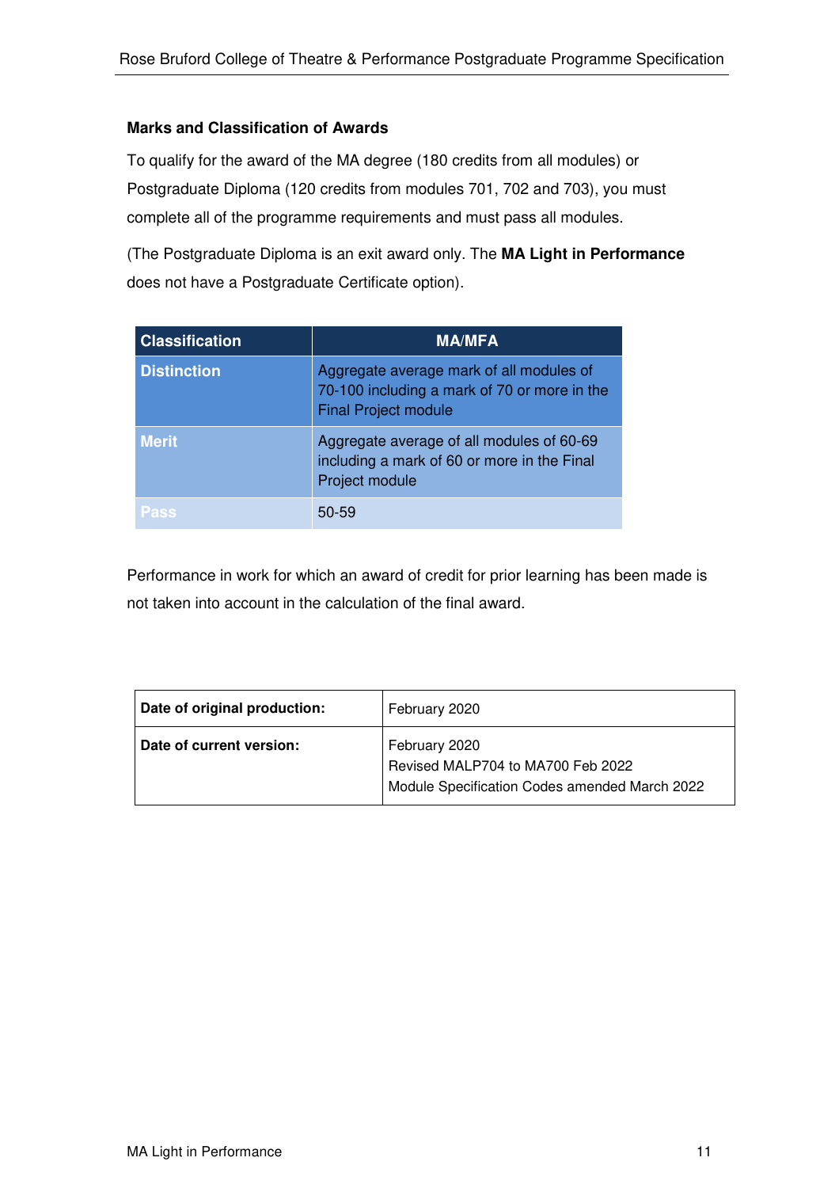### Marks and Classification of Awards

To qualify for the award of the MA degree (180 credits from all modules) or Postgraduate Diploma (120 credits from modules 701, 702 and 703), you must complete all of the programme requirements and must pass all modules.

(The Postgraduate Diploma is an exit award only. The **MA Light in Performance** does not have a Postgraduate Certificate option).

| Classification | MA/MFA |
|---|---|
| **Distinction** | Aggregate average mark of all modules of 70-100 including a mark of 70 or more in the Final Project module |
| **Merit** | Aggregate average of all modules of 60-69 including a mark of 60 or more in the Final Project module |
| **Pass** | 50-59 |

Performance in work for which an award of credit for prior learning has been made is not taken into account in the calculation of the final award.

| | |
|---|---|
| **Date of original production:** | February 2020 |
| **Date of current version:** | February 2020<br>Revised MALP704 to MA700 Feb 2022<br>Module Specification Codes amended March 2022 |